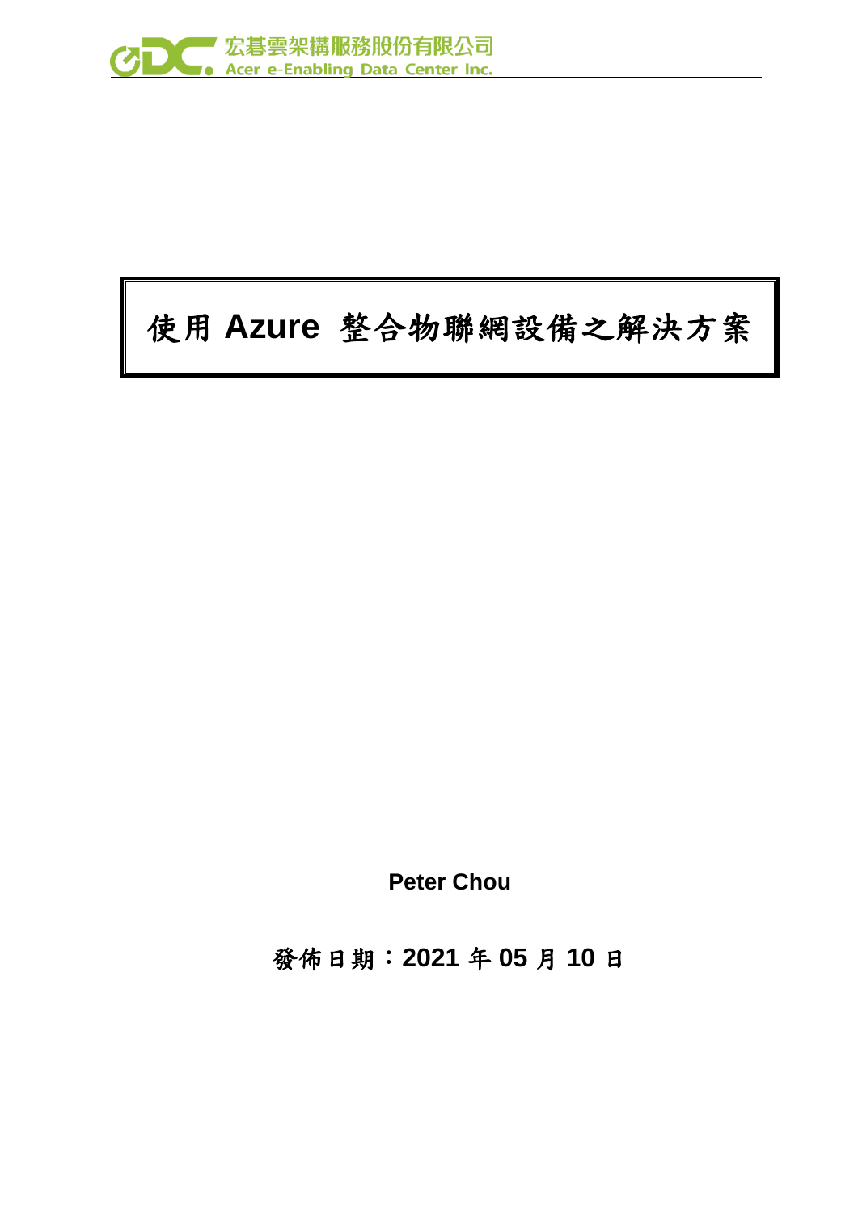# 使用 Azure 整合物聯網設備之解決方案

**Peter Chou**

**發佈日期：2021 年 05 月 10 日**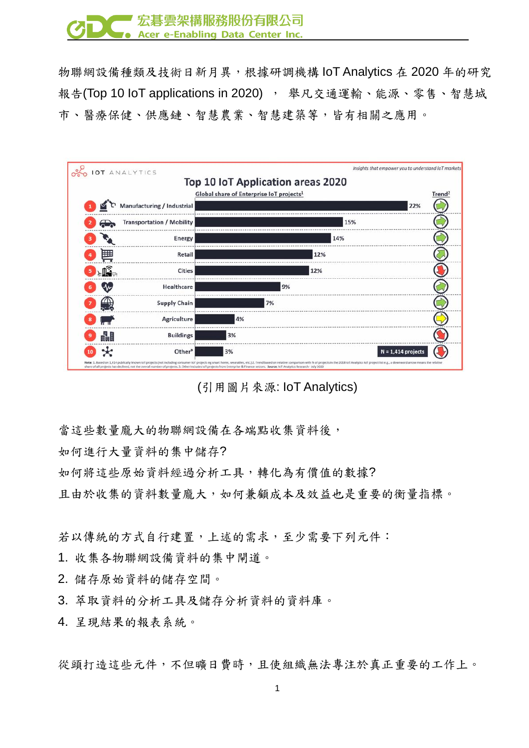物聯網設備種類及技術日新月異，根據研調機構 IoT Analytics 在 2020 年的研究報告(Top 10 IoT applications in 2020)，舉凡交通運輸、能源、零售、智慧城市、醫療保健、供應鏈、智慧農業、智慧建築等，皆有相關之應用。

**Top 10 IoT Application areas 2020**

Global share of Enterprise IoT projects[1]

| Rank | Application area | Share |
|---|---|---|
| 1 | Manufacturing / Industrial | 22% |
| 2 | Transportation / Mobility | 15% |
| 3 | Energy | 14% |
| 4 | Retail | 12% |
| 5 | Cities | 12% |
| 6 | Healthcare | 9% |
| 7 | Supply Chain | 7% |
| 8 | Agriculture | 4% |
| 9 | Buildings | 3% |
| 10 | Other[3] | 3% |

N = 1,414 projects

(引用圖片來源: IoT Analytics)

當這些數量龐大的物聯網設備在各端點收集資料後，

如何進行大量資料的集中儲存?

如何將這些原始資料經過分析工具，轉化為有價值的數據?

且由於收集的資料數量龐大，如何兼顧成本及效益也是重要的衡量指標。

若以傳統的方式自行建置，上述的需求，至少需要下列元件：

1. 收集各物聯網設備資料的集中閘道。
2. 儲存原始資料的儲存空間。
3. 萃取資料的分析工具及儲存分析資料的資料庫。
4. 呈現結果的報表系統。

從頭打造這些元件，不但曠日費時，且使組織無法專注於真正重要的工作上。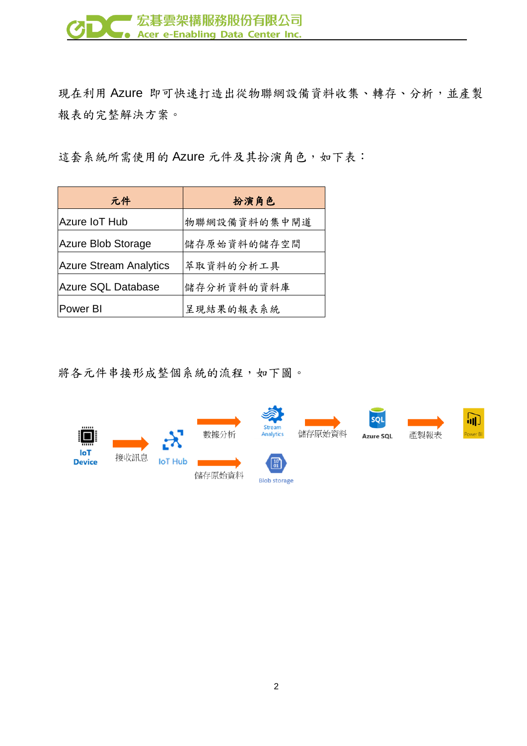現在利用 Azure 即可快速打造出從物聯網設備資料收集、轉存、分析，並產製報表的完整解決方案。

這套系統所需使用的 Azure 元件及其扮演角色，如下表：

| 元件 | 扮演角色 |
|---|---|
| Azure IoT Hub | 物聯網設備資料的集中閘道 |
| Azure Blob Storage | 儲存原始資料的儲存空間 |
| Azure Stream Analytics | 萃取資料的分析工具 |
| Azure SQL Database | 儲存分析資料的資料庫 |
| Power BI | 呈現結果的報表系統 |

將各元件串接形成整個系統的流程，如下圖。

IoT Device → 接收訊息 → IoT Hub → 數據分析 → Stream Analytics → 儲存原始資料 → Azure SQL → 產製報表 → Power BI

IoT Hub → 儲存原始資料 → Blob storage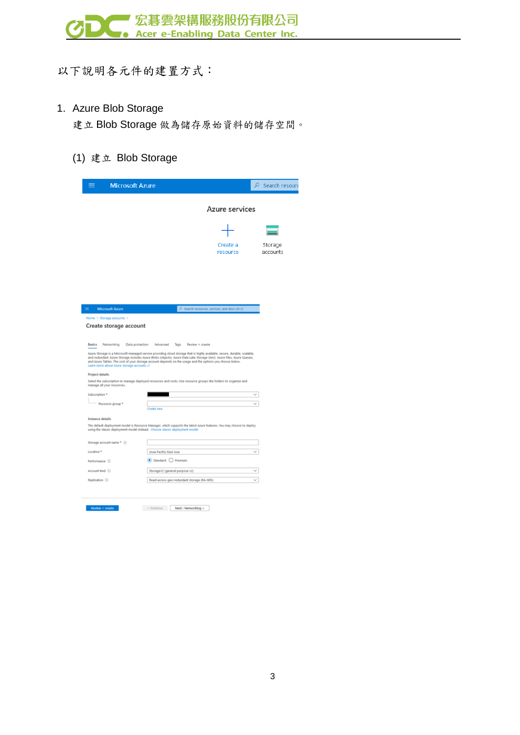以下說明各元件的建置方式：

1. Azure Blob Storage

   建立 Blob Storage 做為儲存原始資料的儲存空間。

   (1) 建立 Blob Storage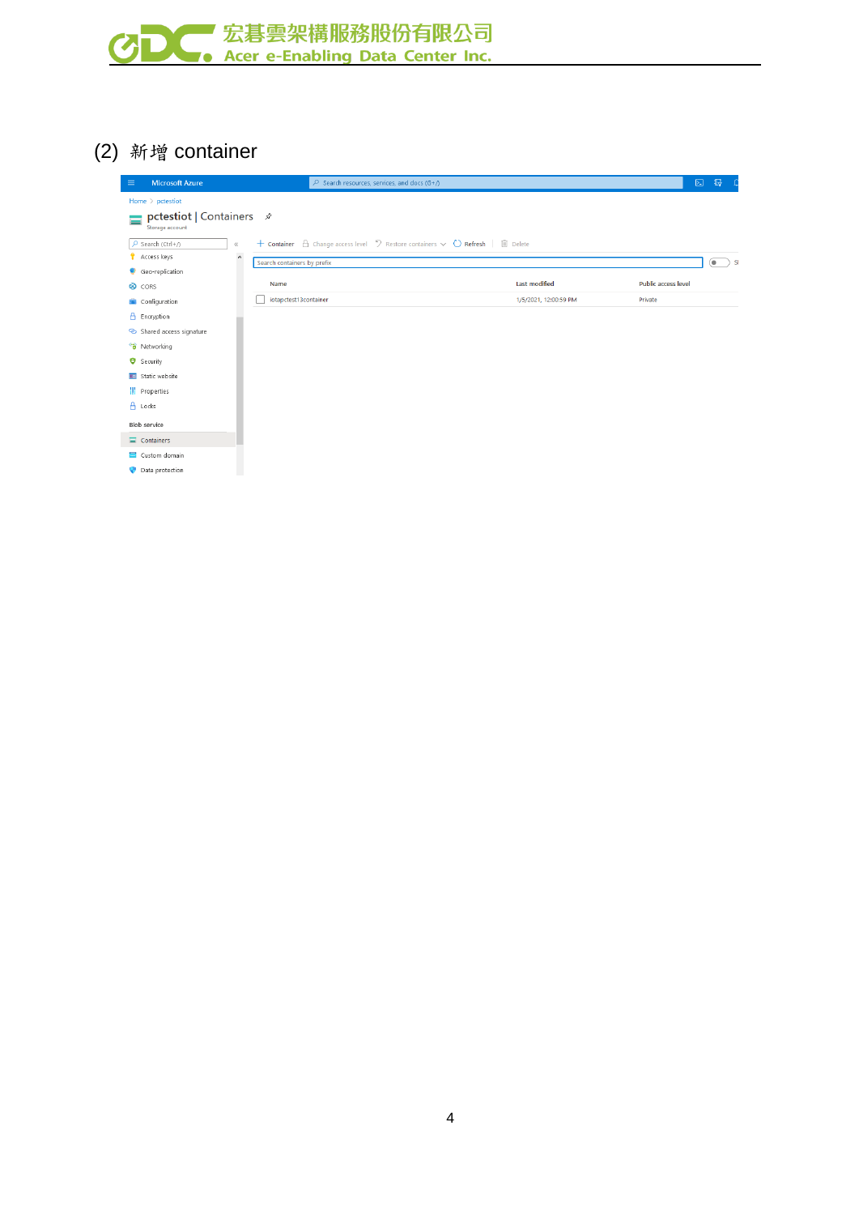(2) 新增 container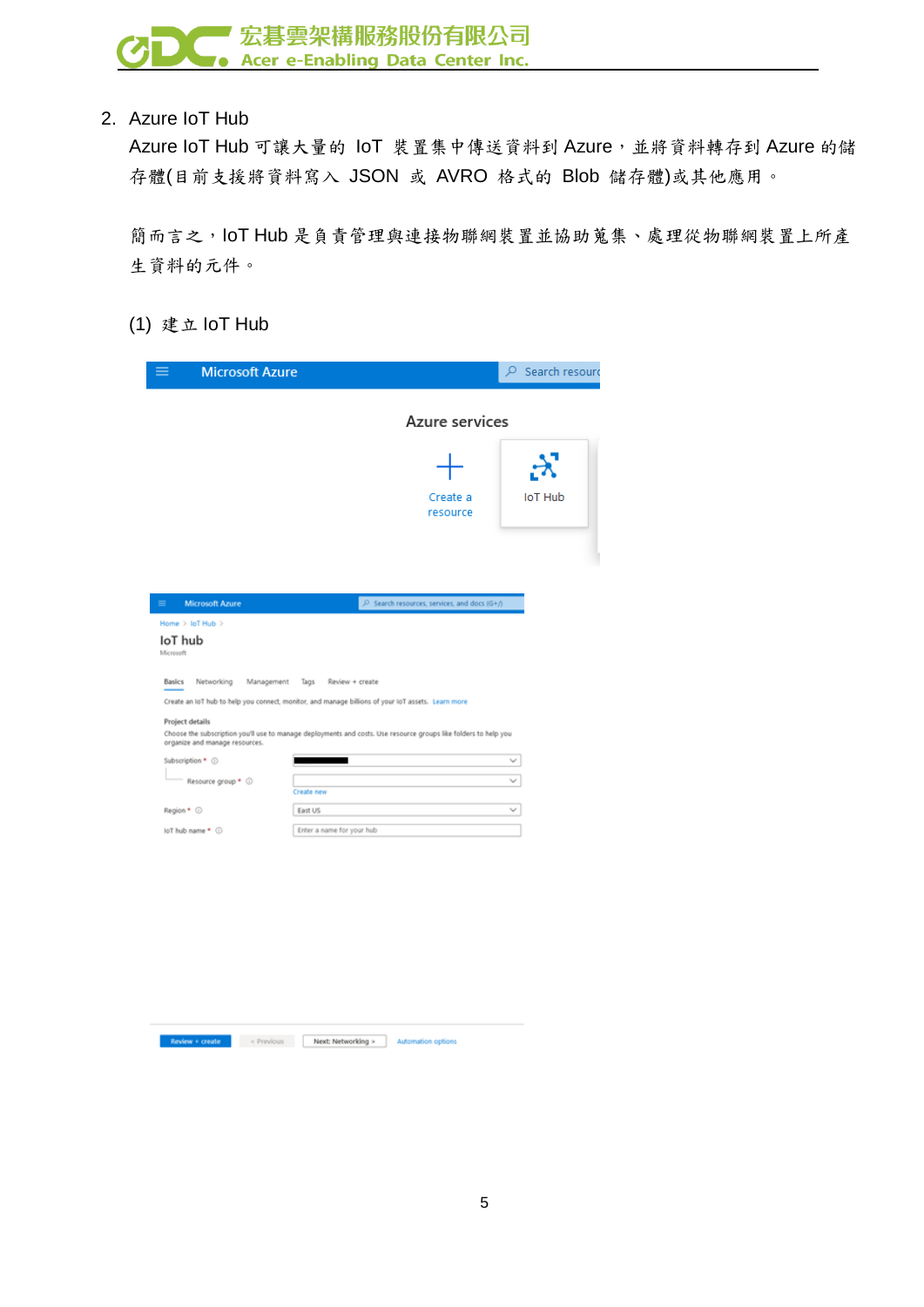2. Azure IoT Hub

Azure IoT Hub 可讓大量的 IoT 裝置集中傳送資料到 Azure，並將資料轉存到 Azure 的儲存體(目前支援將資料寫入 JSON 或 AVRO 格式的 Blob 儲存體)或其他應用。

簡而言之，IoT Hub 是負責管理與連接物聯網裝置並協助蒐集、處理從物聯網裝置上所產生資料的元件。

(1) 建立 IoT Hub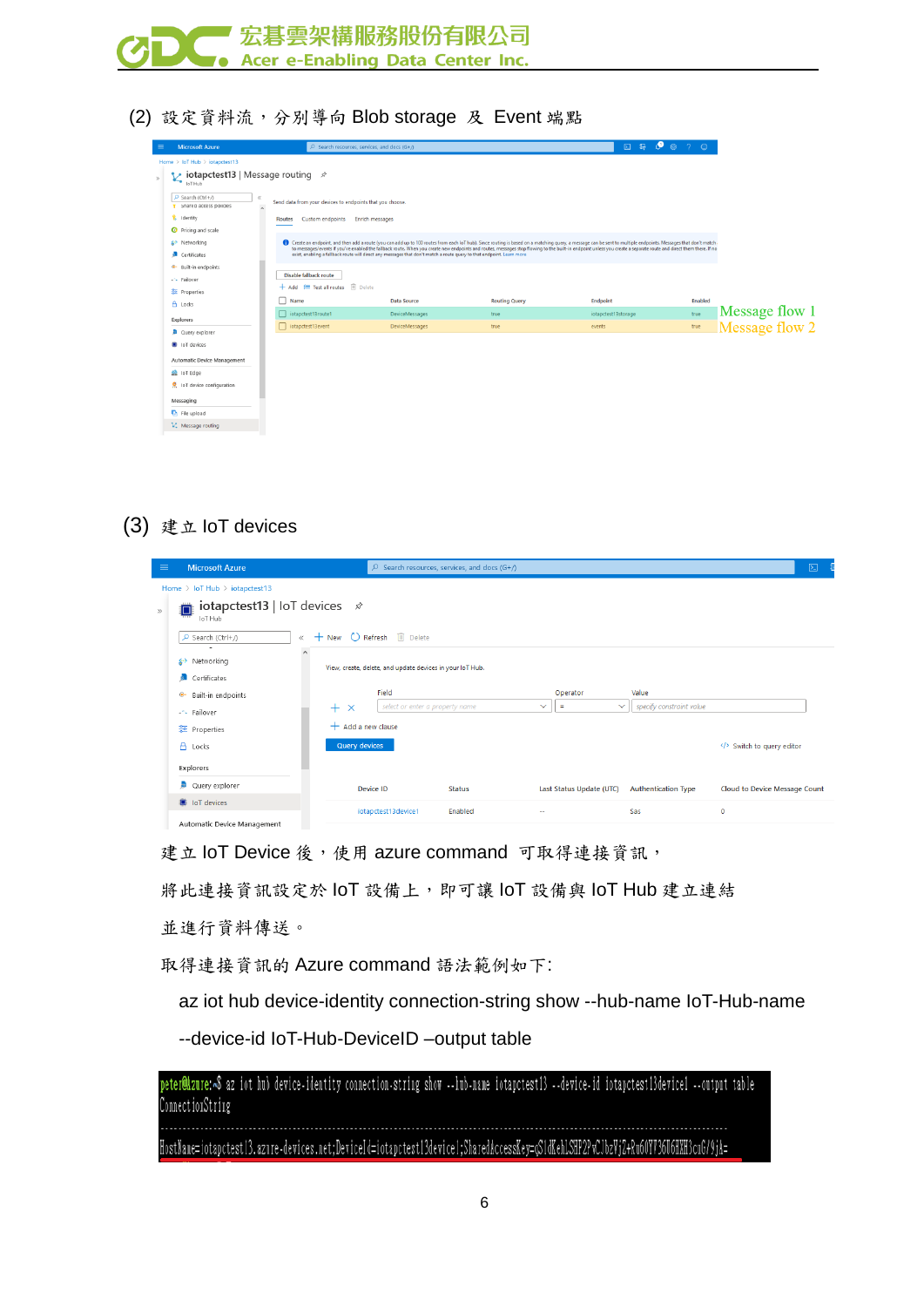(2) 設定資料流，分別導向 Blob storage 及 Event 端點

(3) 建立 IoT devices

建立 IoT Device 後，使用 azure command 可取得連接資訊，

將此連接資訊設定於 IoT 設備上，即可讓 IoT 設備與 IoT Hub 建立連結

並進行資料傳送。

取得連接資訊的 Azure command 語法範例如下:

az iot hub device-identity connection-string show --hub-name IoT-Hub-name --device-id IoT-Hub-DeviceID –output table

```
peter@Azure:~$ az iot hub device-identity connection-string show --hub-name iotapctest13 --device-id iotapctest13device1 --output table
ConnectionString
--------------------------------------------------------------------------------------------------------------
HostName=iotapctest13.azure-devices.net;DeviceId=iotapctest13device1;SharedAccessKey=qS1dKehLSHP2PvCJbzVjZ+Ru60YT36U6HXH3cuG/9jA=
```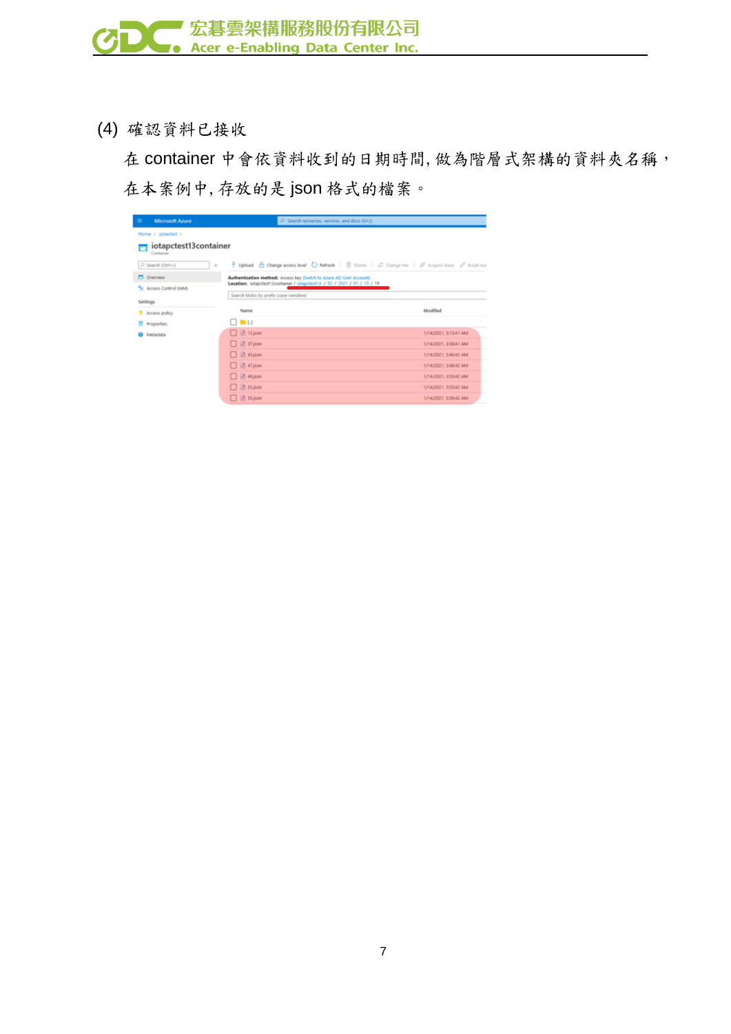(4) 確認資料已接收

在 container 中會依資料收到的日期時間, 做為階層式架構的資料夾名稱，在本案例中, 存放的是 json 格式的檔案。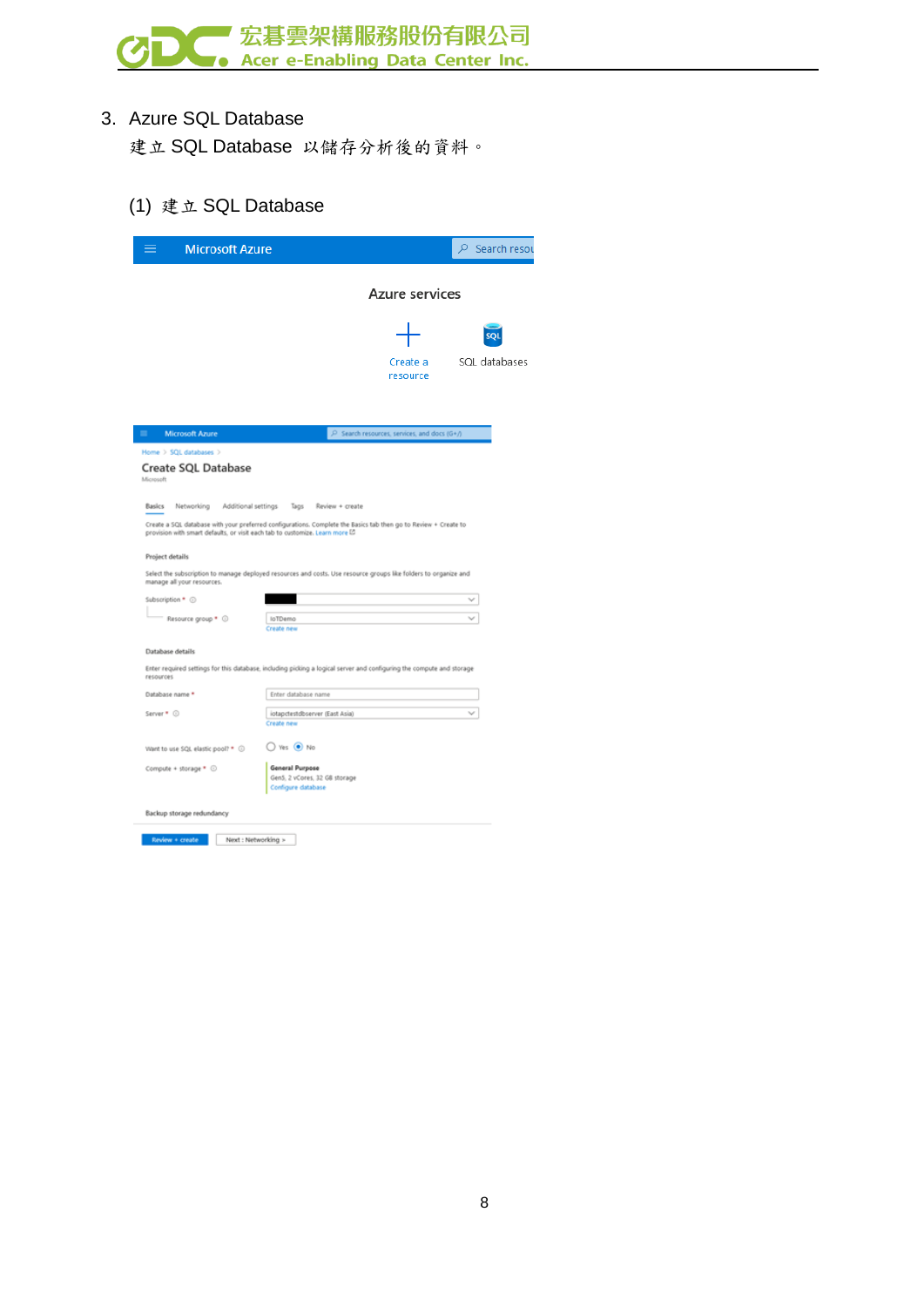3. Azure SQL Database

   建立 SQL Database 以儲存分析後的資料。

   (1) 建立 SQL Database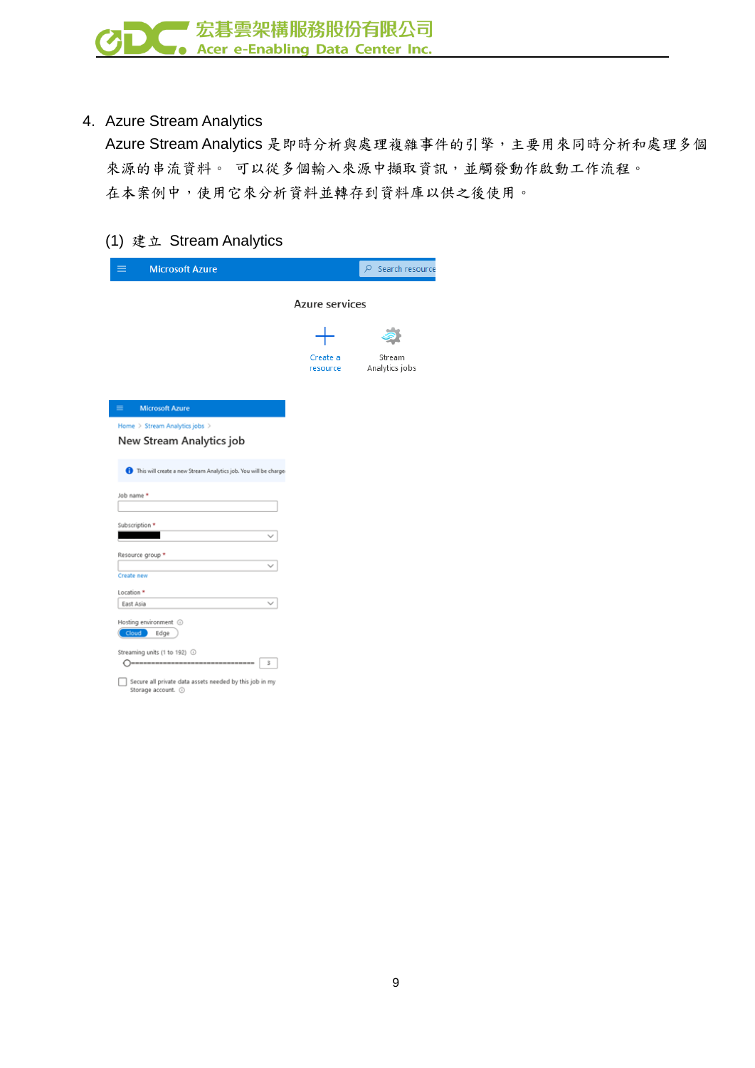4. Azure Stream Analytics

   Azure Stream Analytics 是即時分析與處理複雜事件的引擎，主要用來同時分析和處理多個來源的串流資料。 可以從多個輸入來源中擷取資訊，並觸發動作啟動工作流程。

   在本案例中，使用它來分析資料並轉存到資料庫以供之後使用。

   (1) 建立 Stream Analytics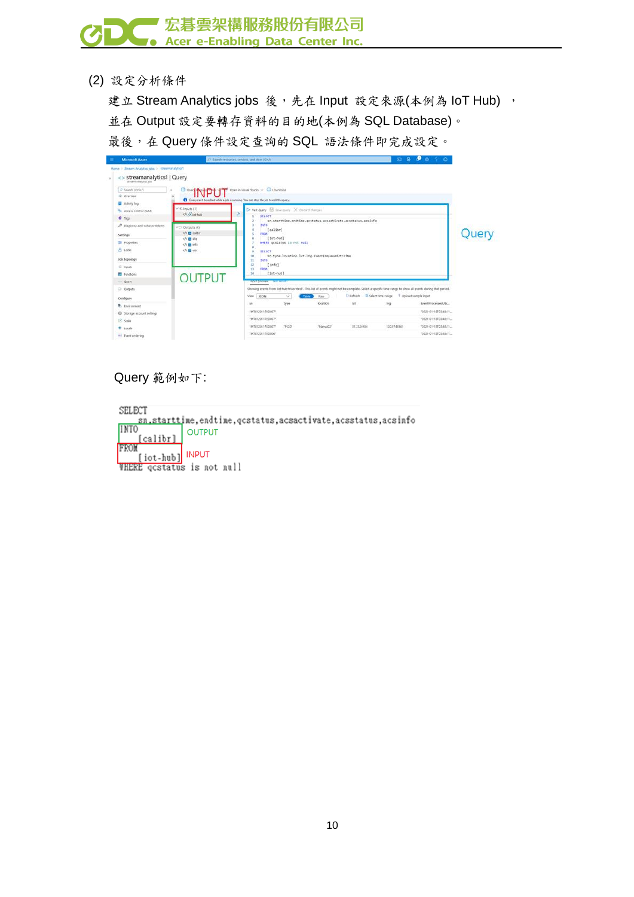(2) 設定分析條件

建立 Stream Analytics jobs 後，先在 Input 設定來源(本例為 IoT Hub)，並在 Output 設定要轉存資料的目的地(本例為 SQL Database)。最後，在 Query 條件設定查詢的 SQL 語法條件即完成設定。

Query 範例如下:

```
SELECT
    sn,starttime,endtime,qcstatus,acsactivate,acsstatus,acsinfo
INTO
    [calibr]
FROM
    [iot-hub]
WHERE qcstatus is not null
```

OUTPUT

INPUT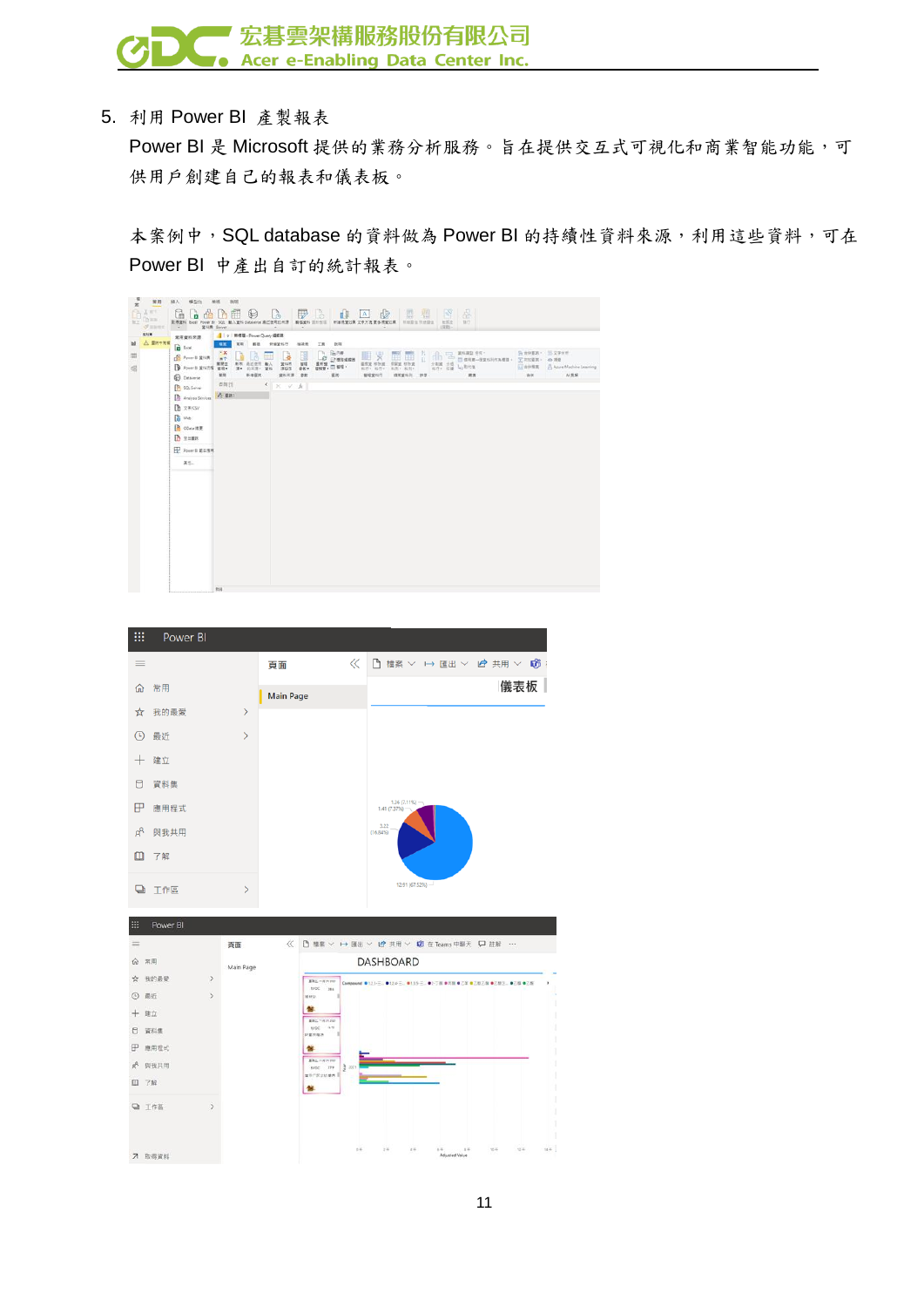5. 利用 Power BI 產製報表

Power BI 是 Microsoft 提供的業務分析服務。旨在提供交互式可視化和商業智能功能，可供用戶創建自己的報表和儀表板。

本案例中，SQL database 的資料做為 Power BI 的持續性資料來源，利用這些資料，可在 Power BI 中產出自訂的統計報表。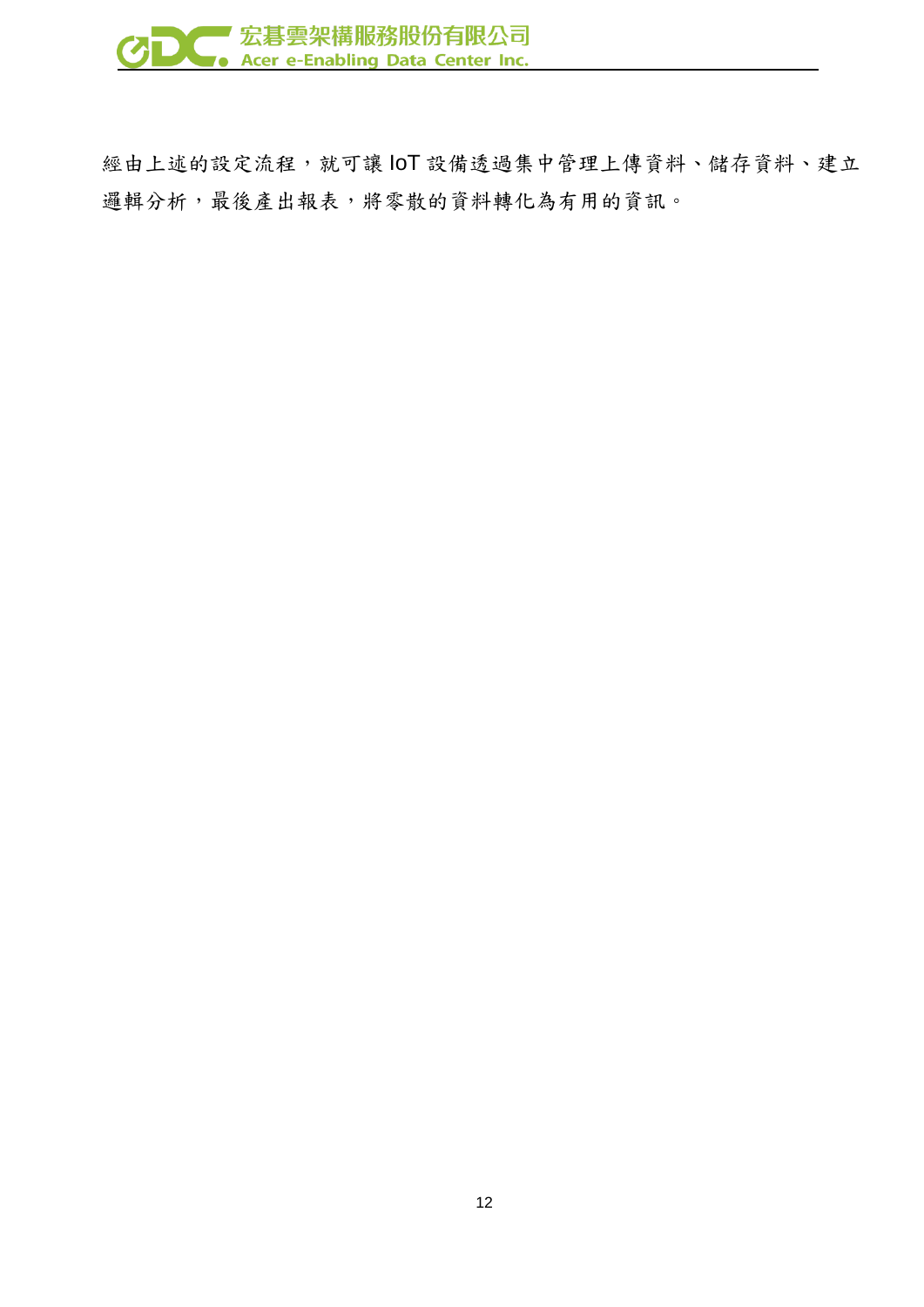經由上述的設定流程，就可讓 IoT 設備透過集中管理上傳資料、儲存資料、建立邏輯分析，最後產出報表，將零散的資料轉化為有用的資訊。